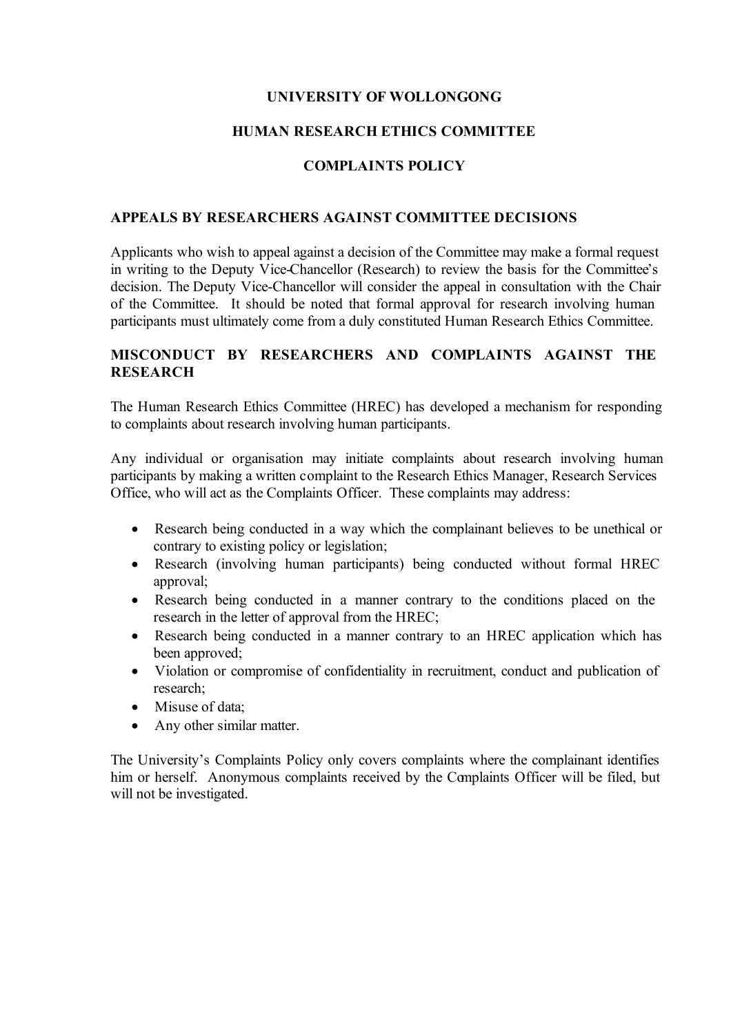# UNIVERSITY OF WOLLONGONG

# HUMAN RESEARCH ETHICS COMMITTEE

# COMPLAINTS POLICY

## APPEALS BY RESEARCHERS AGAINST COMMITTEE DECISIONS

Applicants who wish to appeal against a decision of the Committee may make a formal request in writing to the Deputy Vice-Chancellor (Research) to review the basis for the Committee's decision. The Deputy Vice-Chancellor will consider the appeal in consultation with the Chair of the Committee. It should be noted that formal approval for research involving human participants must ultimately come from a duly constituted Human Research Ethics Committee.

## MISCONDUCT BY RESEARCHERS AND COMPLAINTS AGAINST THE RESEARCH

The Human Research Ethics Committee (HREC) has developed a mechanism for responding to complaints about research involving human participants.

Any individual or organisation may initiate complaints about research involving human participants by making a written complaint to the Research Ethics Manager, Research Services Office, who will act as the Complaints Officer. These complaints may address:

- Research being conducted in a way which the complainant believes to be unethical or contrary to existing policy or legislation;
- Research (involving human participants) being conducted without formal HREC approval;
- Research being conducted in a manner contrary to the conditions placed on the research in the letter of approval from the HREC;
- Research being conducted in a manner contrary to an HREC application which has been approved;
- Violation or compromise of confidentiality in recruitment, conduct and publication of research;
- Misuse of data;
- Any other similar matter.

The University's Complaints Policy only covers complaints where the complainant identifies him or herself. Anonymous complaints received by the Complaints Officer will be filed, but will not be investigated.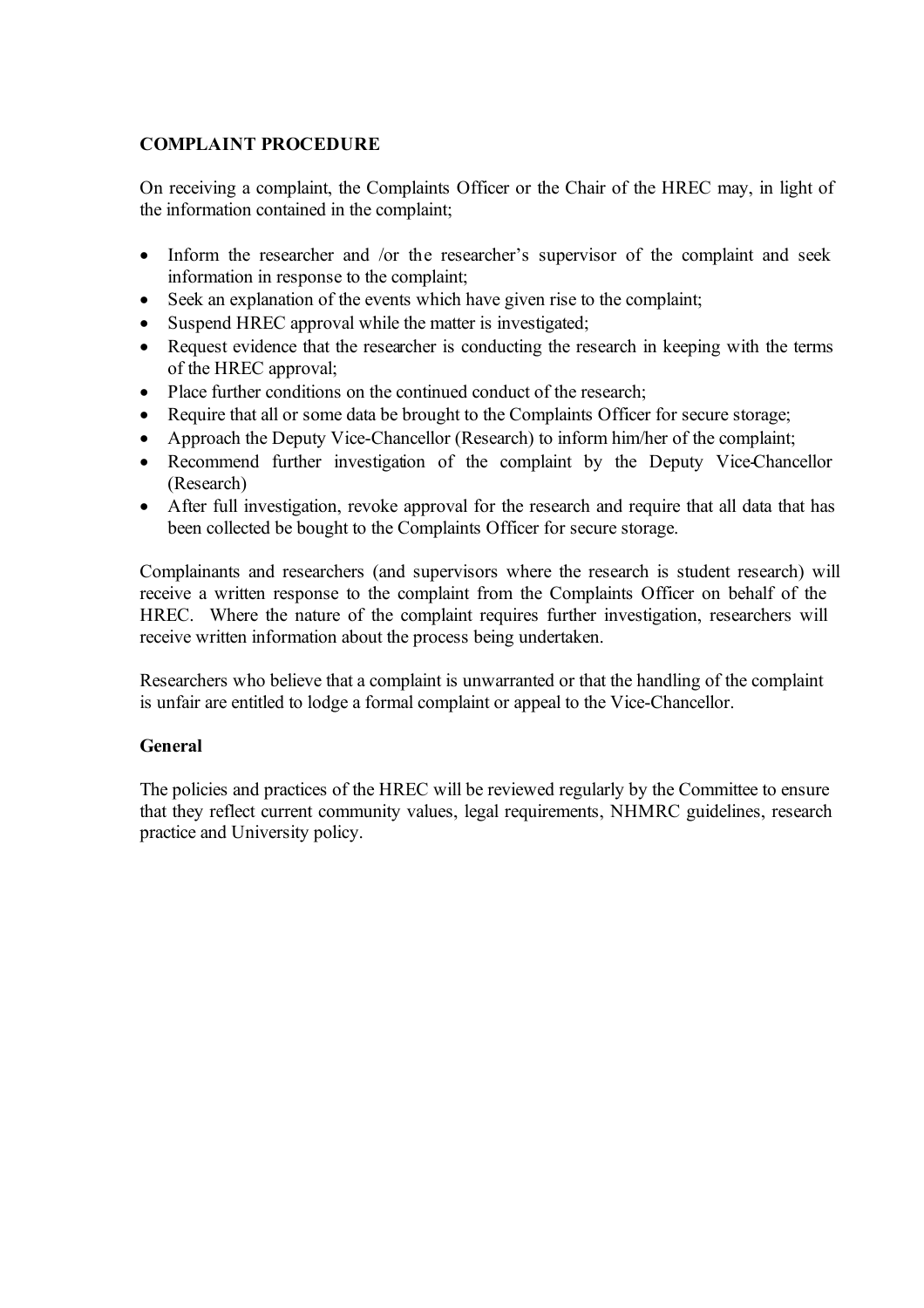**COMPLAINT PROCEDURE**

On receiving a complaint, the Complaints Officer or the Chair of the HREC may, in light of the information contained in the complaint;

- Inform the researcher and /or the researcher's supervisor of the complaint and seek information in response to the complaint;
- Seek an explanation of the events which have given rise to the complaint;
- Suspend HREC approval while the matter is investigated;
- Request evidence that the researcher is conducting the research in keeping with the terms of the HREC approval;
- Place further conditions on the continued conduct of the research;
- Require that all or some data be brought to the Complaints Officer for secure storage;
- Approach the Deputy Vice-Chancellor (Research) to inform him/her of the complaint;
- Recommend further investigation of the complaint by the Deputy Vice-Chancellor (Research)
- After full investigation, revoke approval for the research and require that all data that has been collected be bought to the Complaints Officer for secure storage.

Complainants and researchers (and supervisors where the research is student research) will receive a written response to the complaint from the Complaints Officer on behalf of the HREC. Where the nature of the complaint requires further investigation, researchers will receive written information about the process being undertaken.

Researchers who believe that a complaint is unwarranted or that the handling of the complaint is unfair are entitled to lodge a formal complaint or appeal to the Vice-Chancellor.

**General**

The policies and practices of the HREC will be reviewed regularly by the Committee to ensure that they reflect current community values, legal requirements, NHMRC guidelines, research practice and University policy.